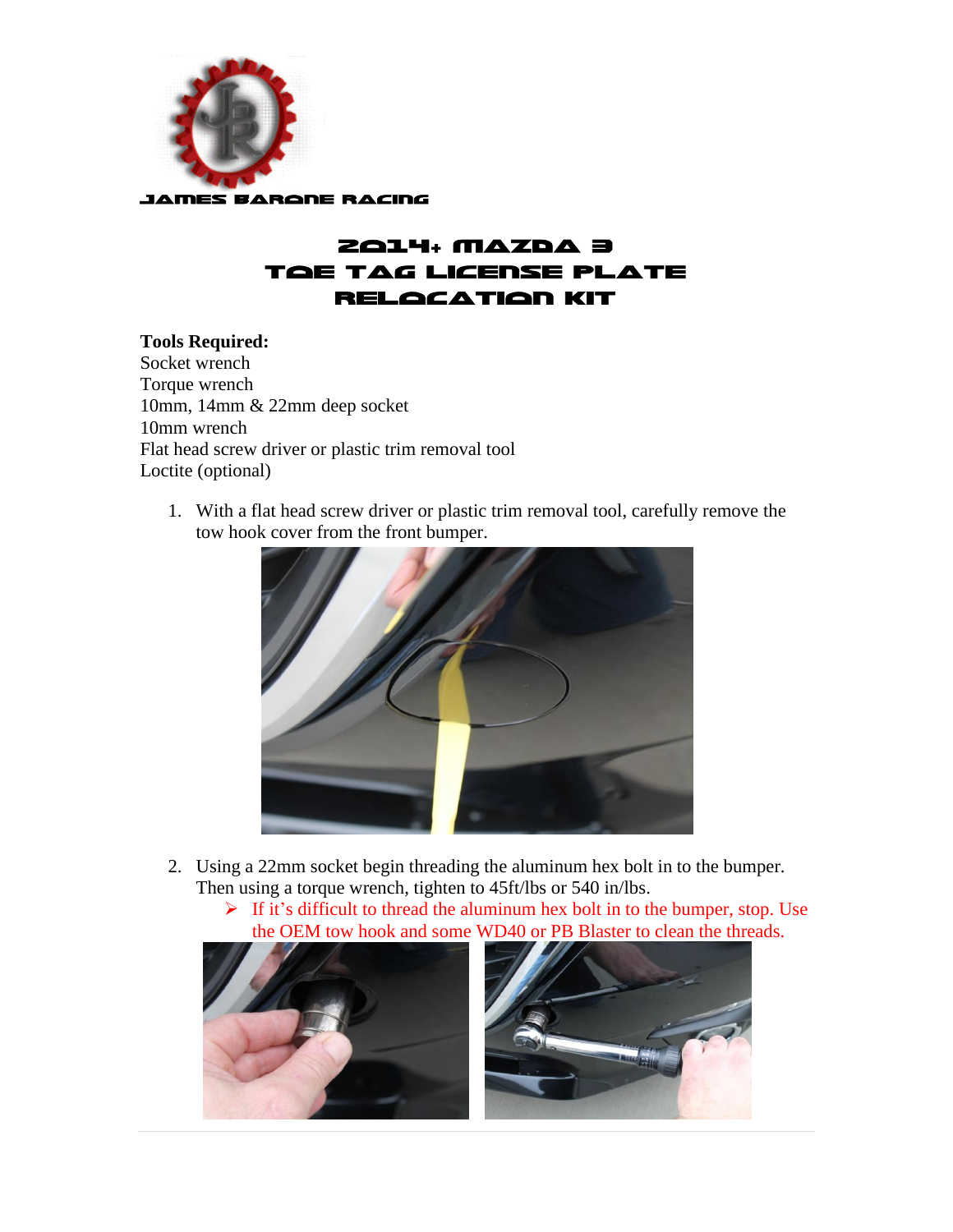JAMES BARONE RACING

# 2014+ MAZDA 3
# TOW TAG LICENSE PLATE
# RELOCATION KIT

**Tools Required:**
Socket wrench
Torque wrench
10mm, 14mm & 22mm deep socket
10mm wrench
Flat head screw driver or plastic trim removal tool
Loctite (optional)

1. With a flat head screw driver or plastic trim removal tool, carefully remove the tow hook cover from the front bumper.

2. Using a 22mm socket begin threading the aluminum hex bolt in to the bumper. Then using a torque wrench, tighten to 45ft/lbs or 540 in/lbs.
   - If it's difficult to thread the aluminum hex bolt in to the bumper, stop. Use the OEM tow hook and some WD40 or PB Blaster to clean the threads.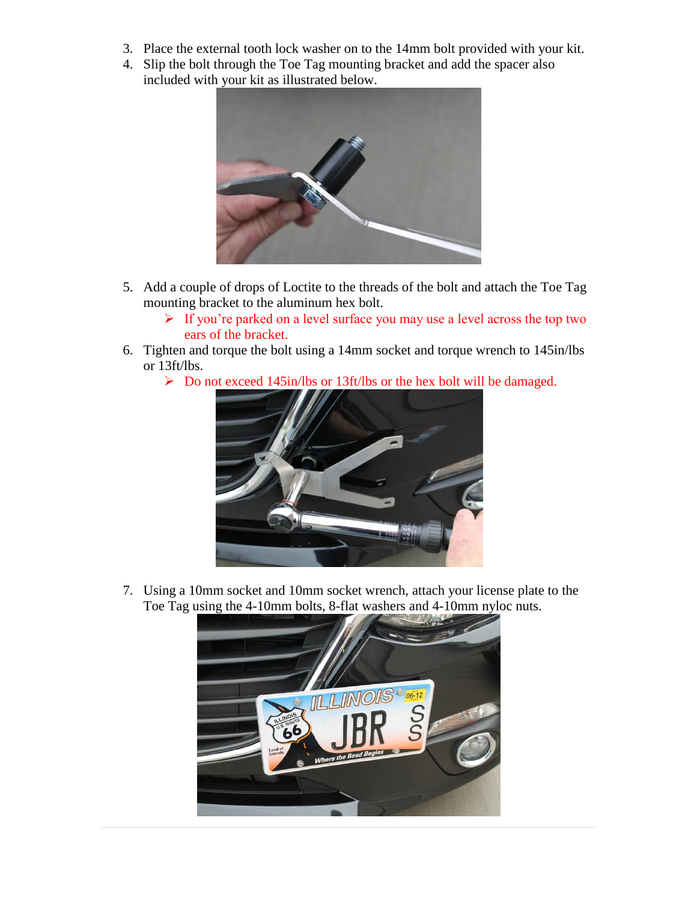3. Place the external tooth lock washer on to the 14mm bolt provided with your kit.
4. Slip the bolt through the Toe Tag mounting bracket and add the spacer also included with your kit as illustrated below.

5. Add a couple of drops of Loctite to the threads of the bolt and attach the Toe Tag mounting bracket to the aluminum hex bolt.
   - If you're parked on a level surface you may use a level across the top two ears of the bracket.
6. Tighten and torque the bolt using a 14mm socket and torque wrench to 145in/lbs or 13ft/lbs.
   - Do not exceed 145in/lbs or 13ft/lbs or the hex bolt will be damaged.

7. Using a 10mm socket and 10mm socket wrench, attach your license plate to the Toe Tag using the 4-10mm bolts, 8-flat washers and 4-10mm nyloc nuts.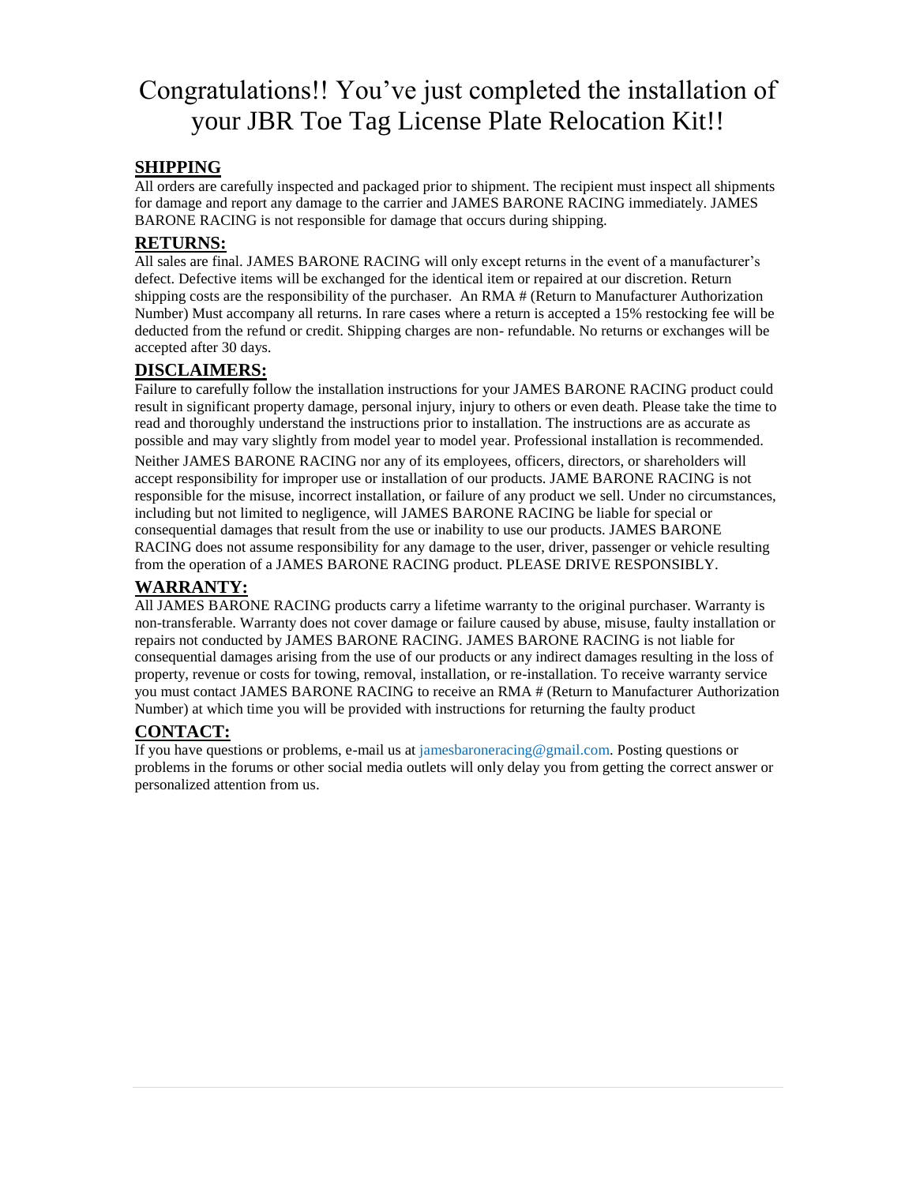# Congratulations!! You've just completed the installation of your JBR Toe Tag License Plate Relocation Kit!!

## SHIPPING

All orders are carefully inspected and packaged prior to shipment. The recipient must inspect all shipments for damage and report any damage to the carrier and JAMES BARONE RACING immediately. JAMES BARONE RACING is not responsible for damage that occurs during shipping.

## RETURNS:

All sales are final. JAMES BARONE RACING will only except returns in the event of a manufacturer's defect. Defective items will be exchanged for the identical item or repaired at our discretion. Return shipping costs are the responsibility of the purchaser. An RMA # (Return to Manufacturer Authorization Number) Must accompany all returns. In rare cases where a return is accepted a 15% restocking fee will be deducted from the refund or credit. Shipping charges are non- refundable. No returns or exchanges will be accepted after 30 days.

## DISCLAIMERS:

Failure to carefully follow the installation instructions for your JAMES BARONE RACING product could result in significant property damage, personal injury, injury to others or even death. Please take the time to read and thoroughly understand the instructions prior to installation. The instructions are as accurate as possible and may vary slightly from model year to model year. Professional installation is recommended.

Neither JAMES BARONE RACING nor any of its employees, officers, directors, or shareholders will accept responsibility for improper use or installation of our products. JAME BARONE RACING is not responsible for the misuse, incorrect installation, or failure of any product we sell. Under no circumstances, including but not limited to negligence, will JAMES BARONE RACING be liable for special or consequential damages that result from the use or inability to use our products. JAMES BARONE RACING does not assume responsibility for any damage to the user, driver, passenger or vehicle resulting from the operation of a JAMES BARONE RACING product. PLEASE DRIVE RESPONSIBLY.

## WARRANTY:

All JAMES BARONE RACING products carry a lifetime warranty to the original purchaser. Warranty is non-transferable. Warranty does not cover damage or failure caused by abuse, misuse, faulty installation or repairs not conducted by JAMES BARONE RACING. JAMES BARONE RACING is not liable for consequential damages arising from the use of our products or any indirect damages resulting in the loss of property, revenue or costs for towing, removal, installation, or re-installation. To receive warranty service you must contact JAMES BARONE RACING to receive an RMA # (Return to Manufacturer Authorization Number) at which time you will be provided with instructions for returning the faulty product

## CONTACT:

If you have questions or problems, e-mail us at jamesbaroneracing@gmail.com. Posting questions or problems in the forums or other social media outlets will only delay you from getting the correct answer or personalized attention from us.